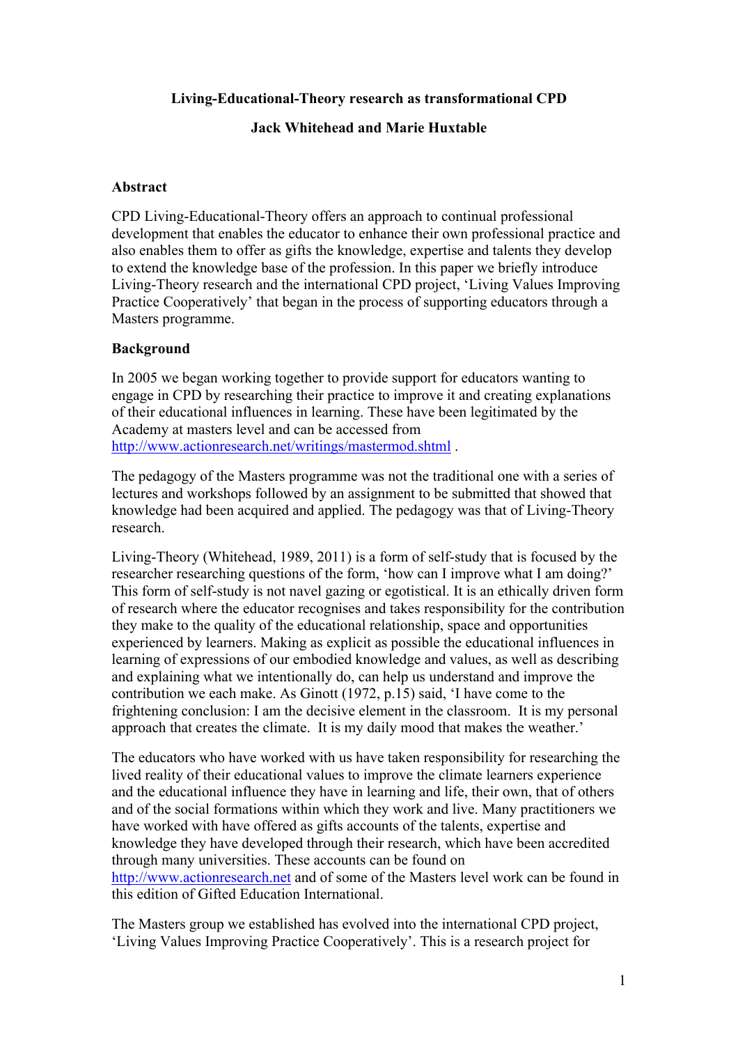**Living-Educational-Theory research as transformational CPD**

**Jack Whitehead and Marie Huxtable**

## Abstract

CPD Living-Educational-Theory offers an approach to continual professional development that enables the educator to enhance their own professional practice and also enables them to offer as gifts the knowledge, expertise and talents they develop to extend the knowledge base of the profession. In this paper we briefly introduce Living-Theory research and the international CPD project, 'Living Values Improving Practice Cooperatively' that began in the process of supporting educators through a Masters programme.

## Background

In 2005 we began working together to provide support for educators wanting to engage in CPD by researching their practice to improve it and creating explanations of their educational influences in learning. These have been legitimated by the Academy at masters level and can be accessed from http://www.actionresearch.net/writings/mastermod.shtml .

The pedagogy of the Masters programme was not the traditional one with a series of lectures and workshops followed by an assignment to be submitted that showed that knowledge had been acquired and applied. The pedagogy was that of Living-Theory research.

Living-Theory (Whitehead, 1989, 2011) is a form of self-study that is focused by the researcher researching questions of the form, 'how can I improve what I am doing?' This form of self-study is not navel gazing or egotistical. It is an ethically driven form of research where the educator recognises and takes responsibility for the contribution they make to the quality of the educational relationship, space and opportunities experienced by learners. Making as explicit as possible the educational influences in learning of expressions of our embodied knowledge and values, as well as describing and explaining what we intentionally do, can help us understand and improve the contribution we each make. As Ginott (1972, p.15) said, 'I have come to the frightening conclusion: I am the decisive element in the classroom. It is my personal approach that creates the climate. It is my daily mood that makes the weather.'

The educators who have worked with us have taken responsibility for researching the lived reality of their educational values to improve the climate learners experience and the educational influence they have in learning and life, their own, that of others and of the social formations within which they work and live. Many practitioners we have worked with have offered as gifts accounts of the talents, expertise and knowledge they have developed through their research, which have been accredited through many universities. These accounts can be found on http://www.actionresearch.net and of some of the Masters level work can be found in this edition of Gifted Education International.

The Masters group we established has evolved into the international CPD project, 'Living Values Improving Practice Cooperatively'. This is a research project for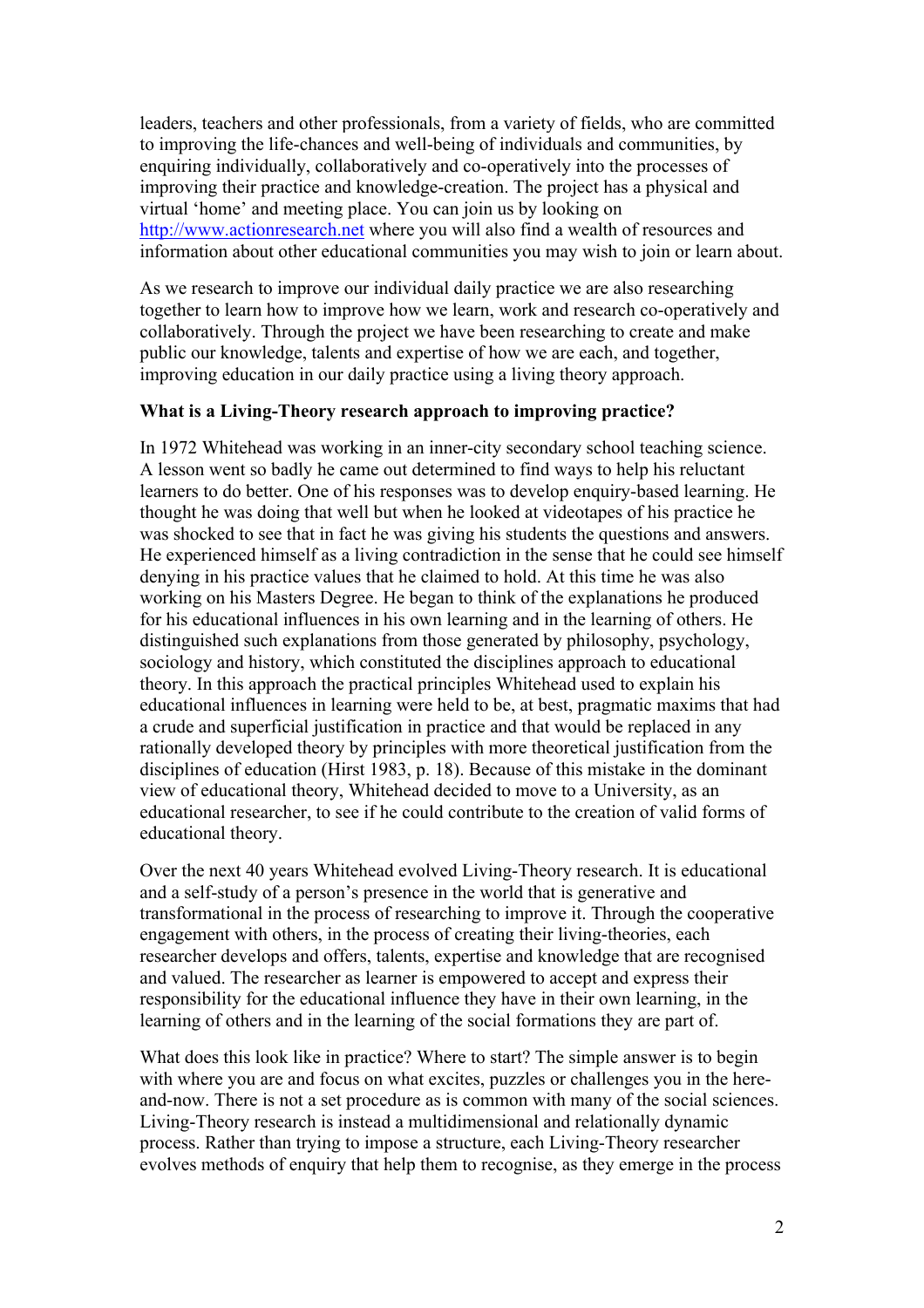leaders, teachers and other professionals, from a variety of fields, who are committed to improving the life-chances and well-being of individuals and communities, by enquiring individually, collaboratively and co-operatively into the processes of improving their practice and knowledge-creation. The project has a physical and virtual 'home' and meeting place. You can join us by looking on http://www.actionresearch.net where you will also find a wealth of resources and information about other educational communities you may wish to join or learn about.

As we research to improve our individual daily practice we are also researching together to learn how to improve how we learn, work and research co-operatively and collaboratively. Through the project we have been researching to create and make public our knowledge, talents and expertise of how we are each, and together, improving education in our daily practice using a living theory approach.

**What is a Living-Theory research approach to improving practice?**

In 1972 Whitehead was working in an inner-city secondary school teaching science. A lesson went so badly he came out determined to find ways to help his reluctant learners to do better. One of his responses was to develop enquiry-based learning. He thought he was doing that well but when he looked at videotapes of his practice he was shocked to see that in fact he was giving his students the questions and answers. He experienced himself as a living contradiction in the sense that he could see himself denying in his practice values that he claimed to hold. At this time he was also working on his Masters Degree. He began to think of the explanations he produced for his educational influences in his own learning and in the learning of others. He distinguished such explanations from those generated by philosophy, psychology, sociology and history, which constituted the disciplines approach to educational theory. In this approach the practical principles Whitehead used to explain his educational influences in learning were held to be, at best, pragmatic maxims that had a crude and superficial justification in practice and that would be replaced in any rationally developed theory by principles with more theoretical justification from the disciplines of education (Hirst 1983, p. 18). Because of this mistake in the dominant view of educational theory, Whitehead decided to move to a University, as an educational researcher, to see if he could contribute to the creation of valid forms of educational theory.

Over the next 40 years Whitehead evolved Living-Theory research. It is educational and a self-study of a person's presence in the world that is generative and transformational in the process of researching to improve it. Through the cooperative engagement with others, in the process of creating their living-theories, each researcher develops and offers, talents, expertise and knowledge that are recognised and valued. The researcher as learner is empowered to accept and express their responsibility for the educational influence they have in their own learning, in the learning of others and in the learning of the social formations they are part of.

What does this look like in practice? Where to start? The simple answer is to begin with where you are and focus on what excites, puzzles or challenges you in the here-and-now. There is not a set procedure as is common with many of the social sciences. Living-Theory research is instead a multidimensional and relationally dynamic process. Rather than trying to impose a structure, each Living-Theory researcher evolves methods of enquiry that help them to recognise, as they emerge in the process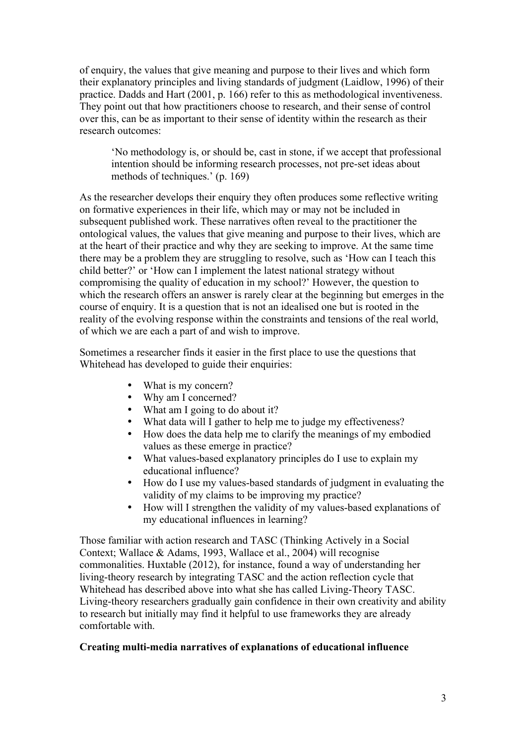of enquiry, the values that give meaning and purpose to their lives and which form their explanatory principles and living standards of judgment (Laidlow, 1996) of their practice. Dadds and Hart (2001, p. 166) refer to this as methodological inventiveness. They point out that how practitioners choose to research, and their sense of control over this, can be as important to their sense of identity within the research as their research outcomes:

> 'No methodology is, or should be, cast in stone, if we accept that professional intention should be informing research processes, not pre-set ideas about methods of techniques.' (p. 169)

As the researcher develops their enquiry they often produces some reflective writing on formative experiences in their life, which may or may not be included in subsequent published work. These narratives often reveal to the practitioner the ontological values, the values that give meaning and purpose to their lives, which are at the heart of their practice and why they are seeking to improve. At the same time there may be a problem they are struggling to resolve, such as 'How can I teach this child better?' or 'How can I implement the latest national strategy without compromising the quality of education in my school?' However, the question to which the research offers an answer is rarely clear at the beginning but emerges in the course of enquiry. It is a question that is not an idealised one but is rooted in the reality of the evolving response within the constraints and tensions of the real world, of which we are each a part of and wish to improve.

Sometimes a researcher finds it easier in the first place to use the questions that Whitehead has developed to guide their enquiries:

- What is my concern?
- Why am I concerned?
- What am I going to do about it?
- What data will I gather to help me to judge my effectiveness?
- How does the data help me to clarify the meanings of my embodied values as these emerge in practice?
- What values-based explanatory principles do I use to explain my educational influence?
- How do I use my values-based standards of judgment in evaluating the validity of my claims to be improving my practice?
- How will I strengthen the validity of my values-based explanations of my educational influences in learning?

Those familiar with action research and TASC (Thinking Actively in a Social Context; Wallace & Adams, 1993, Wallace et al., 2004) will recognise commonalities. Huxtable (2012), for instance, found a way of understanding her living-theory research by integrating TASC and the action reflection cycle that Whitehead has described above into what she has called Living-Theory TASC. Living-theory researchers gradually gain confidence in their own creativity and ability to research but initially may find it helpful to use frameworks they are already comfortable with.

**Creating multi-media narratives of explanations of educational influence**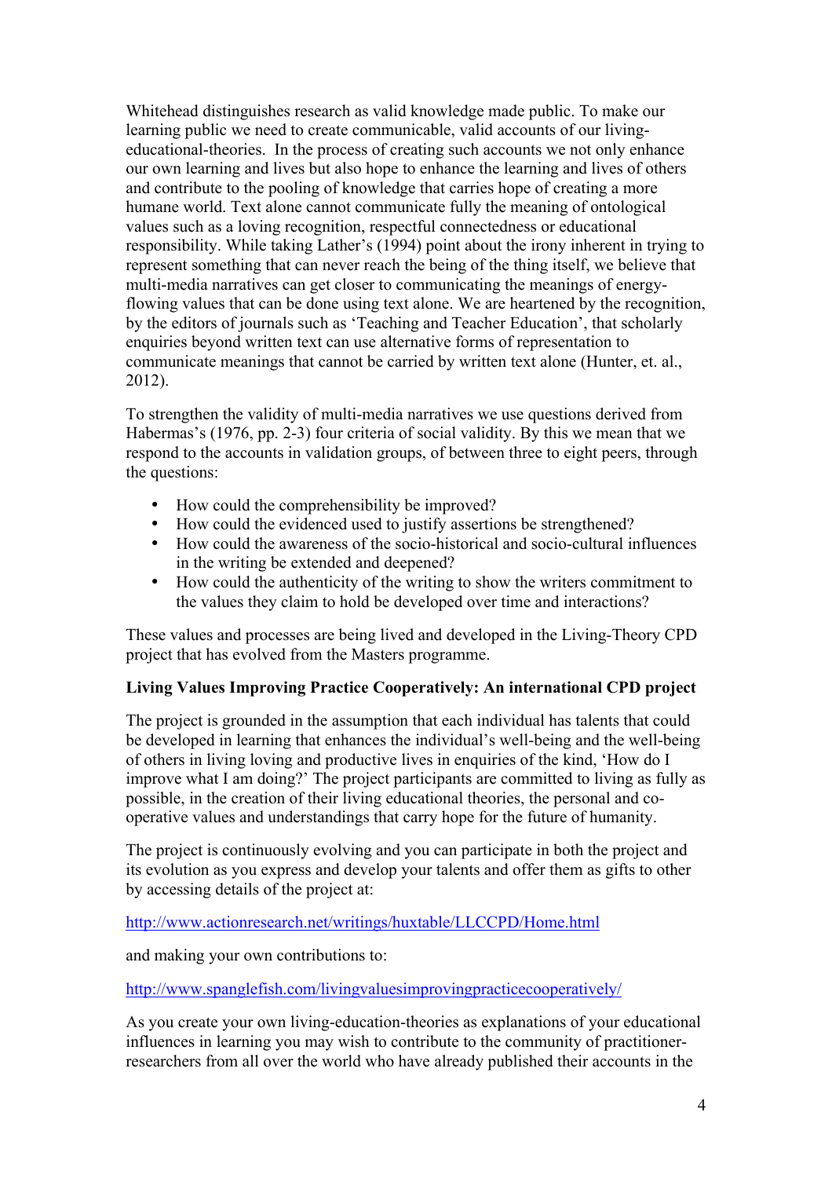Whitehead distinguishes research as valid knowledge made public. To make our learning public we need to create communicable, valid accounts of our living-educational-theories. In the process of creating such accounts we not only enhance our own learning and lives but also hope to enhance the learning and lives of others and contribute to the pooling of knowledge that carries hope of creating a more humane world. Text alone cannot communicate fully the meaning of ontological values such as a loving recognition, respectful connectedness or educational responsibility. While taking Lather's (1994) point about the irony inherent in trying to represent something that can never reach the being of the thing itself, we believe that multi-media narratives can get closer to communicating the meanings of energy-flowing values that can be done using text alone. We are heartened by the recognition, by the editors of journals such as 'Teaching and Teacher Education', that scholarly enquiries beyond written text can use alternative forms of representation to communicate meanings that cannot be carried by written text alone (Hunter, et. al., 2012).

To strengthen the validity of multi-media narratives we use questions derived from Habermas's (1976, pp. 2-3) four criteria of social validity. By this we mean that we respond to the accounts in validation groups, of between three to eight peers, through the questions:

- How could the comprehensibility be improved?
- How could the evidenced used to justify assertions be strengthened?
- How could the awareness of the socio-historical and socio-cultural influences in the writing be extended and deepened?
- How could the authenticity of the writing to show the writers commitment to the values they claim to hold be developed over time and interactions?

These values and processes are being lived and developed in the Living-Theory CPD project that has evolved from the Masters programme.

**Living Values Improving Practice Cooperatively: An international CPD project**

The project is grounded in the assumption that each individual has talents that could be developed in learning that enhances the individual's well-being and the well-being of others in living loving and productive lives in enquiries of the kind, 'How do I improve what I am doing?' The project participants are committed to living as fully as possible, in the creation of their living educational theories, the personal and co-operative values and understandings that carry hope for the future of humanity.

The project is continuously evolving and you can participate in both the project and its evolution as you express and develop your talents and offer them as gifts to other by accessing details of the project at:

http://www.actionresearch.net/writings/huxtable/LLCCPD/Home.html

and making your own contributions to:

http://www.spanglefish.com/livingvaluesimprovingpracticecooperatively/

As you create your own living-education-theories as explanations of your educational influences in learning you may wish to contribute to the community of practitioner-researchers from all over the world who have already published their accounts in the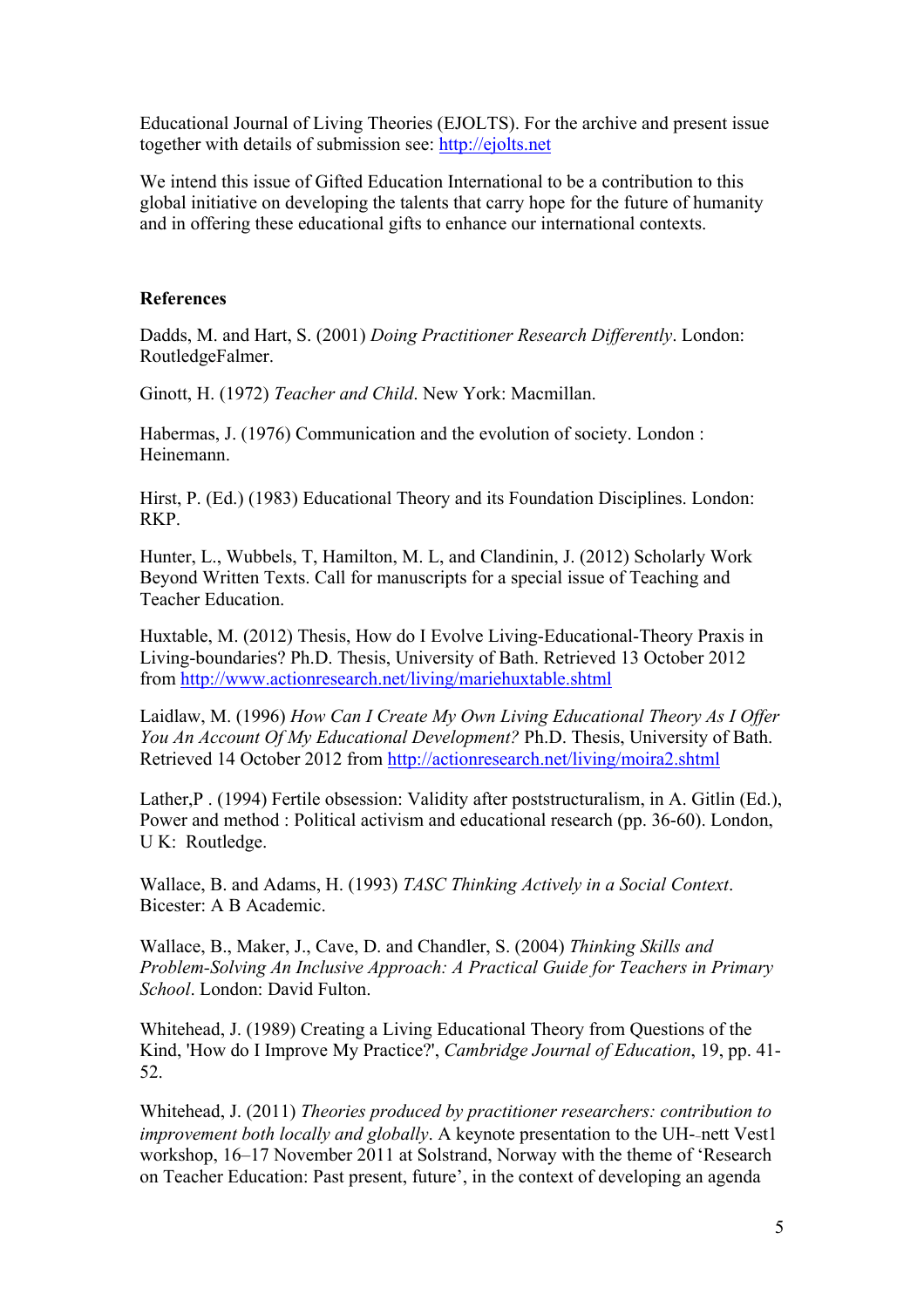Educational Journal of Living Theories (EJOLTS). For the archive and present issue together with details of submission see: http://ejolts.net

We intend this issue of Gifted Education International to be a contribution to this global initiative on developing the talents that carry hope for the future of humanity and in offering these educational gifts to enhance our international contexts.

**References**

Dadds, M. and Hart, S. (2001) *Doing Practitioner Research Differently*. London: RoutledgeFalmer.

Ginott, H. (1972) *Teacher and Child*. New York: Macmillan.

Habermas, J. (1976) Communication and the evolution of society. London : Heinemann.

Hirst, P. (Ed.) (1983) Educational Theory and its Foundation Disciplines. London: RKP.

Hunter, L., Wubbels, T, Hamilton, M. L, and Clandinin, J. (2012) Scholarly Work Beyond Written Texts. Call for manuscripts for a special issue of Teaching and Teacher Education.

Huxtable, M. (2012) Thesis, How do I Evolve Living-Educational-Theory Praxis in Living-boundaries? Ph.D. Thesis, University of Bath. Retrieved 13 October 2012 from http://www.actionresearch.net/living/mariehuxtable.shtml

Laidlaw, M. (1996) *How Can I Create My Own Living Educational Theory As I Offer You An Account Of My Educational Development?* Ph.D. Thesis, University of Bath. Retrieved 14 October 2012 from http://actionresearch.net/living/moira2.shtml

Lather,P . (1994) Fertile obsession: Validity after poststructuralism, in A. Gitlin (Ed.), Power and method : Political activism and educational research (pp. 36-60). London, U K: Routledge.

Wallace, B. and Adams, H. (1993) *TASC Thinking Actively in a Social Context*. Bicester: A B Academic.

Wallace, B., Maker, J., Cave, D. and Chandler, S. (2004) *Thinking Skills and Problem-Solving An Inclusive Approach: A Practical Guide for Teachers in Primary School*. London: David Fulton.

Whitehead, J. (1989) Creating a Living Educational Theory from Questions of the Kind, 'How do I Improve My Practice?', *Cambridge Journal of Education*, 19, pp. 41-52.

Whitehead, J. (2011) *Theories produced by practitioner researchers: contribution to improvement both locally and globally*. A keynote presentation to the UH-‐nett Vest1 workshop, 16–17 November 2011 at Solstrand, Norway with the theme of 'Research on Teacher Education: Past present, future', in the context of developing an agenda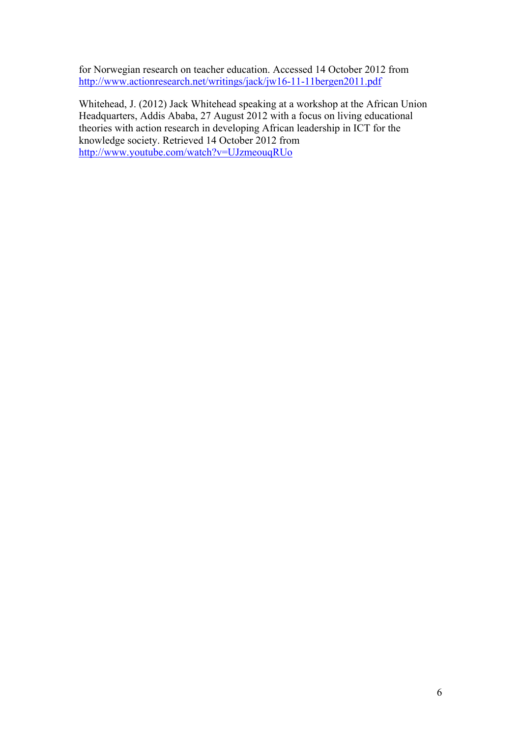for Norwegian research on teacher education. Accessed 14 October 2012 from http://www.actionresearch.net/writings/jack/jw16-11-11bergen2011.pdf

Whitehead, J. (2012) Jack Whitehead speaking at a workshop at the African Union Headquarters, Addis Ababa, 27 August 2012 with a focus on living educational theories with action research in developing African leadership in ICT for the knowledge society. Retrieved 14 October 2012 from http://www.youtube.com/watch?v=UJzmeouqRUo